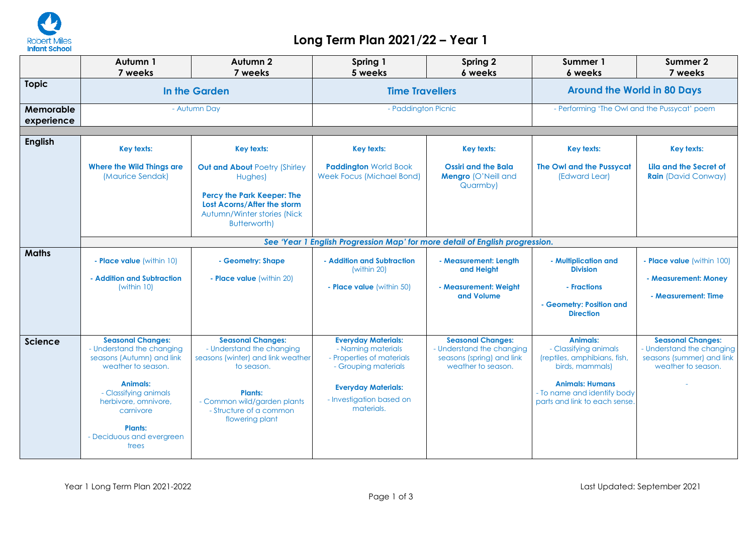Robert Miles Infant School

# Long Term Plan 2021/22 – Year 1

| | Autumn 1<br>7 weeks | Autumn 2<br>7 weeks | Spring 1<br>5 weeks | Spring 2<br>6 weeks | Summer 1<br>6 weeks | Summer 2<br>7 weeks |
|---|---|---|---|---|---|---|
| **Topic** | **In the Garden** | | **Time Travellers** | | **Around the World in 80 Days** | |
| **Memorable experience** | - Autumn Day | | - Paddington Picnic | | - Performing 'The Owl and the Pussycat' poem | |
| **English** | **Key texts:**<br><br>**Where the Wild Things are** (Maurice Sendak) | **Key texts:**<br><br>**Out and About** Poetry (Shirley Hughes)<br><br>**Percy the Park Keeper: The Lost Acorns/After the storm** Autumn/Winter stories (Nick Butterworth) | **Key texts:**<br><br>**Paddington** World Book Week Focus (Michael Bond) | **Key texts:**<br><br>**Ossiri and the Bala Mengro** (O'Neill and Quarmby) | **Key texts:**<br><br>**The Owl and the Pussycat** (Edward Lear) | **Key texts:**<br><br>**Lila and the Secret of Rain** (David Conway) |
| | ***See 'Year 1 English Progression Map' for more detail of English progression.*** | | | | | |
| **Maths** | **- Place value** (within 10)<br><br>**- Addition and Subtraction** (within 10) | **- Geometry: Shape**<br><br>**- Place value** (within 20) | **- Addition and Subtraction** (within 20)<br><br>**- Place value** (within 50) | **- Measurement: Length and Height**<br><br>**- Measurement: Weight and Volume** | **- Multiplication and Division**<br><br>**- Fractions**<br><br>**- Geometry: Position and Direction** | **- Place value** (within 100)<br><br>**- Measurement: Money**<br><br>**- Measurement: Time** |
| **Science** | **Seasonal Changes:**<br>- Understand the changing seasons (Autumn) and link weather to season.<br><br>**Animals:**<br>- Classifying animals herbivore, omnivore, carnivore<br><br>**Plants:**<br>- Deciduous and evergreen trees | **Seasonal Changes:**<br>- Understand the changing seasons (winter) and link weather to season.<br><br>**Plants:**<br>- Common wild/garden plants<br>- Structure of a common flowering plant | **Everyday Materials:**<br>- Naming materials<br>- Properties of materials<br>- Grouping materials<br><br>**Everyday Materials:**<br>- Investigation based on materials. | **Seasonal Changes:**<br>- Understand the changing seasons (spring) and link weather to season. | **Animals:**<br>- Classifying animals (reptiles, amphibians, fish, birds, mammals)<br><br>**Animals: Humans**<br>- To name and identify body parts and link to each sense. | **Seasonal Changes:**<br>- Understand the changing seasons (summer) and link weather to season.<br><br>- |

Year 1 Long Term Plan 2021-2022

Last Updated: September 2021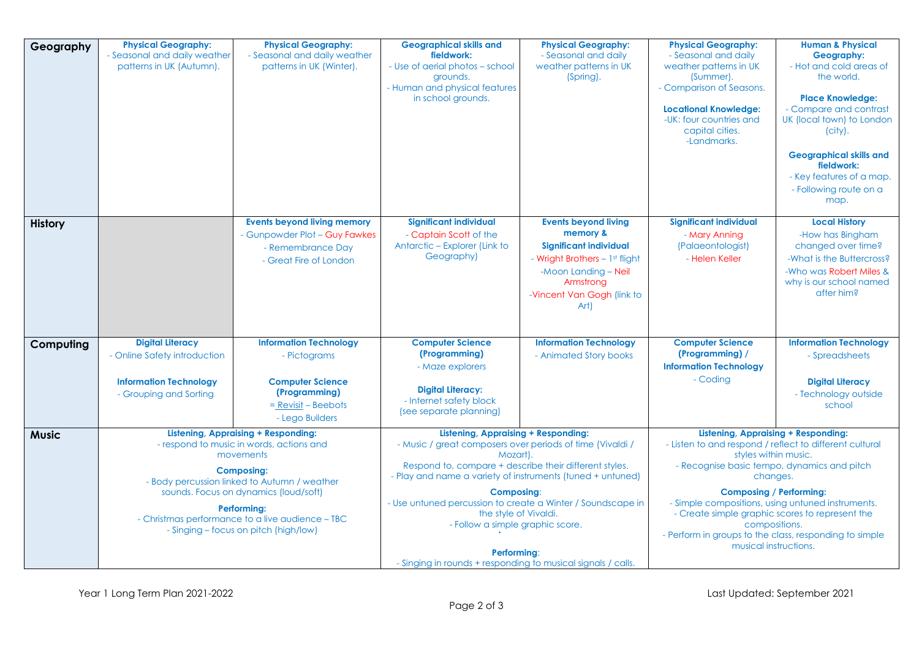| | | | | | | |
|---|---|---|---|---|---|---|
| **Geography** | **Physical Geography:** - Seasonal and daily weather patterns in UK (Autumn). | **Physical Geography:** - Seasonal and daily weather patterns in UK (Winter). | **Geographical skills and fieldwork:** - Use of aerial photos – school grounds. - Human and physical features in school grounds. | **Physical Geography:** - Seasonal and daily weather patterns in UK (Spring). | **Physical Geography:** - Seasonal and daily weather patterns in UK (Summer). - Comparison of Seasons. **Locational Knowledge:** -UK: four countries and capital cities. -Landmarks. | **Human & Physical Geography:** - Hot and cold areas of the world. **Place Knowledge:** - Compare and contrast UK (local town) to London (city). **Geographical skills and fieldwork:** - Key features of a map. - Following route on a map. |
| **History** | | **Events beyond living memory** - Gunpowder Plot – Guy Fawkes - Remembrance Day - Great Fire of London | **Significant individual** - Captain Scott of the Antarctic – Explorer (Link to Geography) | **Events beyond living memory & Significant individual** - Wright Brothers – 1st flight -Moon Landing – Neil Armstrong -Vincent Van Gogh (link to Art) | **Significant individual** - Mary Anning (Palaeontologist) - Helen Keller | **Local History** -How has Bingham changed over time? -What is the Buttercross? -Who was Robert Miles & why is our school named after him? |
| **Computing** | **Digital Literacy** - Online Safety introduction **Information Technology** - Grouping and Sorting | **Information Technology** - Pictograms **Computer Science (Programming)** = Revisit – Beebots - Lego Builders | **Computer Science (Programming)** - Maze explorers **Digital Literacy:** - Internet safety block (see separate planning) | **Information Technology** - Animated Story books | **Computer Science (Programming) / Information Technology** - Coding | **Information Technology** - Spreadsheets **Digital Literacy** - Technology outside school |
| **Music** | **Listening, Appraising + Responding:** - respond to music in words, actions and movements **Composing:** - Body percussion linked to Autumn / weather sounds. Focus on dynamics (loud/soft) **Performing:** - Christmas performance to a live audience – TBC - Singing – focus on pitch (high/low) | | **Listening, Appraising + Responding:** - Music / great composers over periods of time (Vivaldi / Mozart). Respond to, compare + describe their different styles. - Play and name a variety of instruments (tuned + untuned) **Composing**: - Use untuned percussion to create a Winter / Soundscape in the style of Vivaldi. - Follow a simple graphic score. **Performing**: - Singing in rounds + responding to musical signals / calls. | | **Listening, Appraising + Responding:** - Listen to and respond / reflect to different cultural styles within music. - Recognise basic tempo, dynamics and pitch changes. **Composing / Performing:** - Simple compositions, using untuned instruments. - Create simple graphic scores to represent the compositions. - Perform in groups to the class, responding to simple musical instructions. | |

Year 1 Long Term Plan 2021-2022

Last Updated: September 2021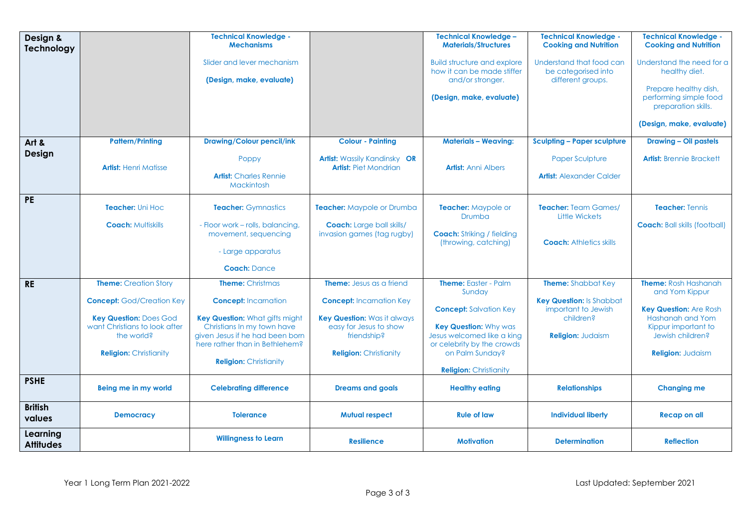| | | | | | | |
|---|---|---|---|---|---|---|
| **Design & Technology** | | **Technical Knowledge - Mechanisms**<br><br>Slider and lever mechanism<br><br>**(Design, make, evaluate)** | | **Technical Knowledge – Materials/Structures**<br><br>Build structure and explore how it can be made stiffer and/or stronger.<br><br>**(Design, make, evaluate)** | **Technical Knowledge - Cooking and Nutrition**<br><br>Understand that food can be categorised into different groups. | **Technical Knowledge - Cooking and Nutrition**<br><br>Understand the need for a healthy diet.<br><br>Prepare healthy dish, performing simple food preparation skills.<br><br>**(Design, make, evaluate)** |
| **Art & Design** | **Pattern/Printing**<br><br>**Artist:** Henri Matisse | **Drawing/Colour pencil/ink**<br><br>Poppy<br><br>**Artist:** Charles Rennie Mackintosh | **Colour - Painting**<br><br>**Artist:** Wassily Kandinsky **OR** **Artist:** Piet Mondrian | **Materials – Weaving:**<br><br>**Artist:** Anni Albers | **Sculpting – Paper sculpture**<br><br>Paper Sculpture<br><br>**Artist:** Alexander Calder | **Drawing – Oil pastels**<br><br>**Artist:** Brennie Brackett |
| **PE** | **Teacher:** Uni Hoc<br><br>**Coach:** Multiskills | **Teacher:** Gymnastics<br><br>- Floor work – rolls, balancing, movement, sequencing<br><br>- Large apparatus<br><br>**Coach:** Dance | **Teacher:** Maypole or Drumba<br><br>**Coach:** Large ball skills/ invasion games (tag rugby) | **Teacher:** Maypole or Drumba<br><br>**Coach:** Striking / fielding (throwing, catching) | **Teacher:** Team Games/ Little Wickets<br><br>**Coach:** Athletics skills | **Teacher:** Tennis<br><br>**Coach:** Ball skills (football) |
| **RE** | **Theme:** Creation Story<br><br>**Concept:** God/Creation Key<br><br>**Key Question:** Does God want Christians to look after the world?<br><br>**Religion:** Christianity | **Theme:** Christmas<br><br>**Concept:** Incarnation<br><br>**Key Question:** What gifts might Christians In my town have given Jesus if he had been born here rather than in Bethlehem?<br><br>**Religion:** Christianity | **Theme:** Jesus as a friend<br><br>**Concept:** Incarnation Key<br><br>**Key Question:** Was it always easy for Jesus to show friendship?<br><br>**Religion:** Christianity | **Theme:** Easter - Palm Sunday<br><br>**Concept:** Salvation Key<br><br>**Key Question:** Why was Jesus welcomed like a king or celebrity by the crowds on Palm Sunday?<br><br>**Religion:** Christianity | **Theme:** Shabbat Key<br><br>**Key Question:** Is Shabbat important to Jewish children?<br><br>**Religion:** Judaism | **Theme:** Rosh Hashanah and Yom Kippur<br><br>**Key Question:** Are Rosh Hashanah and Yom Kippur important to Jewish children?<br><br>**Religion:** Judaism |
| **PSHE** | **Being me in my world** | **Celebrating difference** | **Dreams and goals** | **Healthy eating** | **Relationships** | **Changing me** |
| **British values** | **Democracy** | **Tolerance** | **Mutual respect** | **Rule of law** | **Individual liberty** | **Recap on all** |
| **Learning Attitudes** | | **Willingness to Learn** | **Resilience** | **Motivation** | **Determination** | **Reflection** |

Year 1 Long Term Plan 2021-2022

Last Updated: September 2021